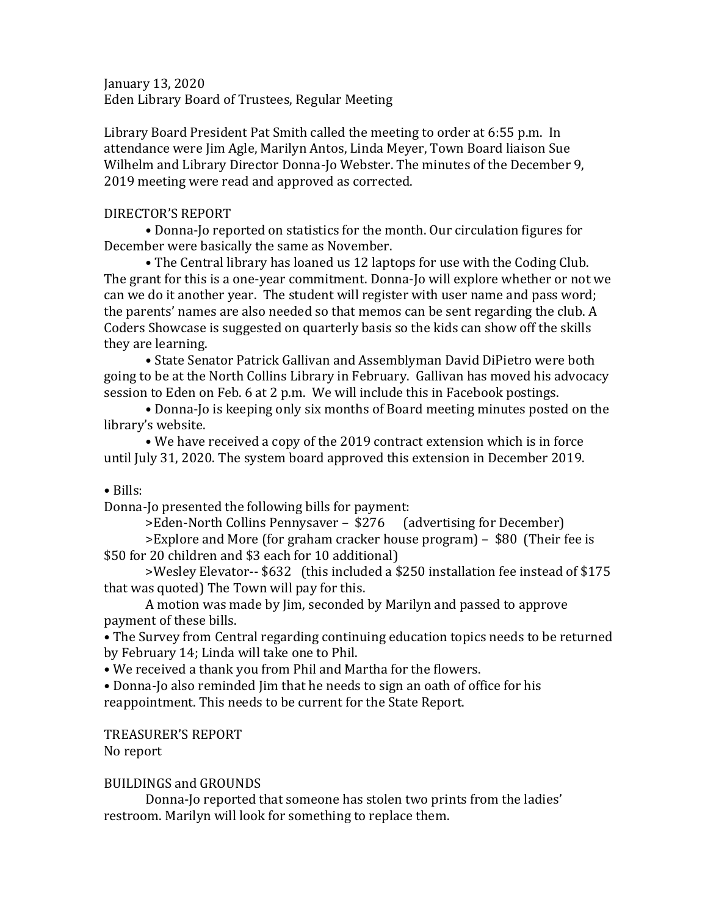January 13, 2020
Eden Library Board of Trustees, Regular Meeting

Library Board President Pat Smith called the meeting to order at 6:55 p.m. In attendance were Jim Agle, Marilyn Antos, Linda Meyer, Town Board liaison Sue Wilhelm and Library Director Donna-Jo Webster. The minutes of the December 9, 2019 meeting were read and approved as corrected.

## DIRECTOR'S REPORT

- Donna-Jo reported on statistics for the month. Our circulation figures for December were basically the same as November.
- The Central library has loaned us 12 laptops for use with the Coding Club. The grant for this is a one-year commitment. Donna-Jo will explore whether or not we can we do it another year. The student will register with user name and pass word; the parents' names are also needed so that memos can be sent regarding the club. A Coders Showcase is suggested on quarterly basis so the kids can show off the skills they are learning.
- State Senator Patrick Gallivan and Assemblyman David DiPietro were both going to be at the North Collins Library in February. Gallivan has moved his advocacy session to Eden on Feb. 6 at 2 p.m. We will include this in Facebook postings.
- Donna-Jo is keeping only six months of Board meeting minutes posted on the library's website.
- We have received a copy of the 2019 contract extension which is in force until July 31, 2020. The system board approved this extension in December 2019.

- Bills:

Donna-Jo presented the following bills for payment:

>Eden-North Collins Pennysaver – $276 (advertising for December)

>Explore and More (for graham cracker house program) – $80 (Their fee is $50 for 20 children and $3 each for 10 additional)

>Wesley Elevator-- $632 (this included a $250 installation fee instead of $175 that was quoted) The Town will pay for this.

A motion was made by Jim, seconded by Marilyn and passed to approve payment of these bills.

- The Survey from Central regarding continuing education topics needs to be returned by February 14; Linda will take one to Phil.
- We received a thank you from Phil and Martha for the flowers.
- Donna-Jo also reminded Jim that he needs to sign an oath of office for his reappointment. This needs to be current for the State Report.

## TREASURER'S REPORT

No report

## BUILDINGS and GROUNDS

Donna-Jo reported that someone has stolen two prints from the ladies' restroom. Marilyn will look for something to replace them.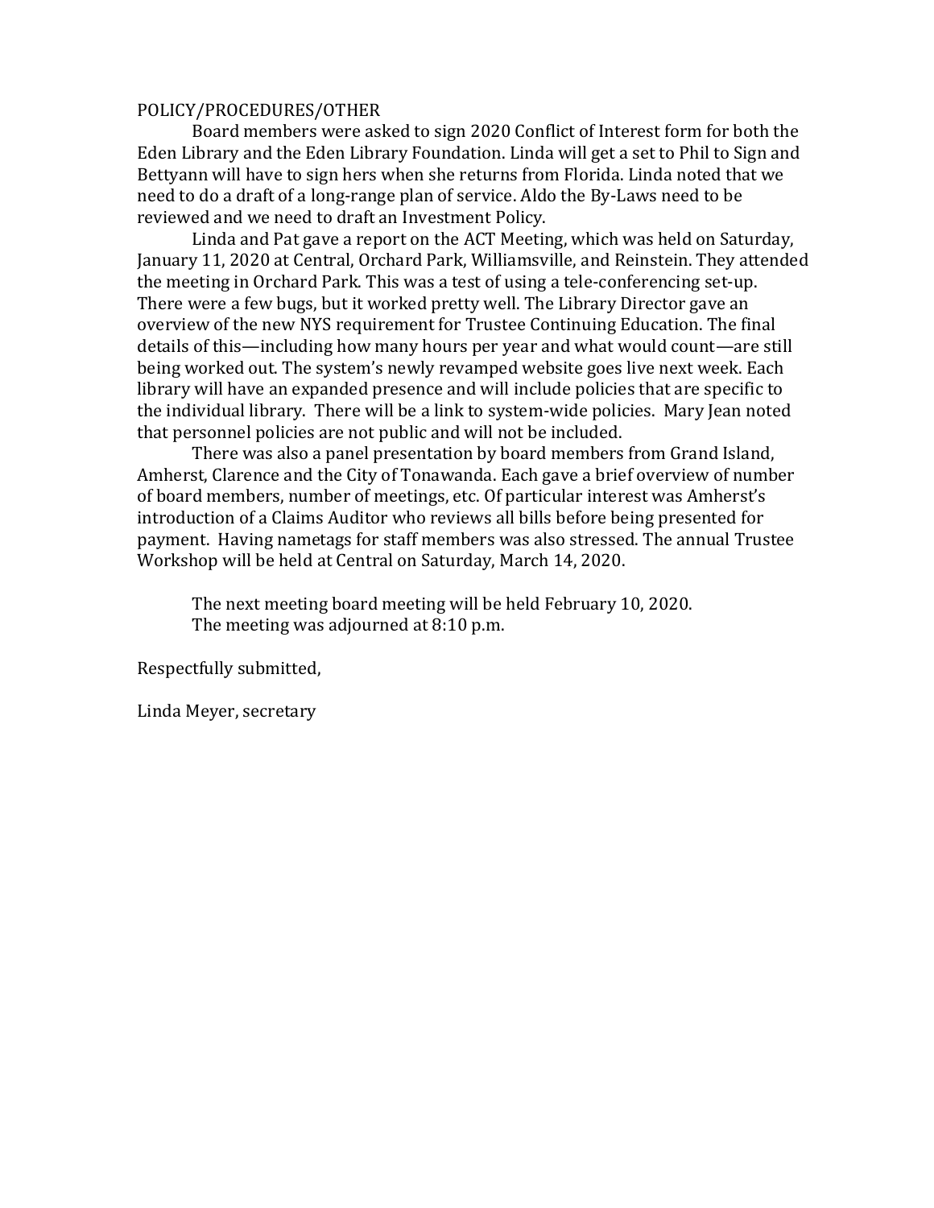POLICY/PROCEDURES/OTHER

Board members were asked to sign 2020 Conflict of Interest form for both the Eden Library and the Eden Library Foundation. Linda will get a set to Phil to Sign and Bettyann will have to sign hers when she returns from Florida. Linda noted that we need to do a draft of a long-range plan of service. Aldo the By-Laws need to be reviewed and we need to draft an Investment Policy.

Linda and Pat gave a report on the ACT Meeting, which was held on Saturday, January 11, 2020 at Central, Orchard Park, Williamsville, and Reinstein. They attended the meeting in Orchard Park. This was a test of using a tele-conferencing set-up. There were a few bugs, but it worked pretty well. The Library Director gave an overview of the new NYS requirement for Trustee Continuing Education. The final details of this—including how many hours per year and what would count—are still being worked out. The system's newly revamped website goes live next week. Each library will have an expanded presence and will include policies that are specific to the individual library. There will be a link to system-wide policies. Mary Jean noted that personnel policies are not public and will not be included.

There was also a panel presentation by board members from Grand Island, Amherst, Clarence and the City of Tonawanda. Each gave a brief overview of number of board members, number of meetings, etc. Of particular interest was Amherst's introduction of a Claims Auditor who reviews all bills before being presented for payment. Having nametags for staff members was also stressed. The annual Trustee Workshop will be held at Central on Saturday, March 14, 2020.

The next meeting board meeting will be held February 10, 2020.
The meeting was adjourned at 8:10 p.m.

Respectfully submitted,

Linda Meyer, secretary